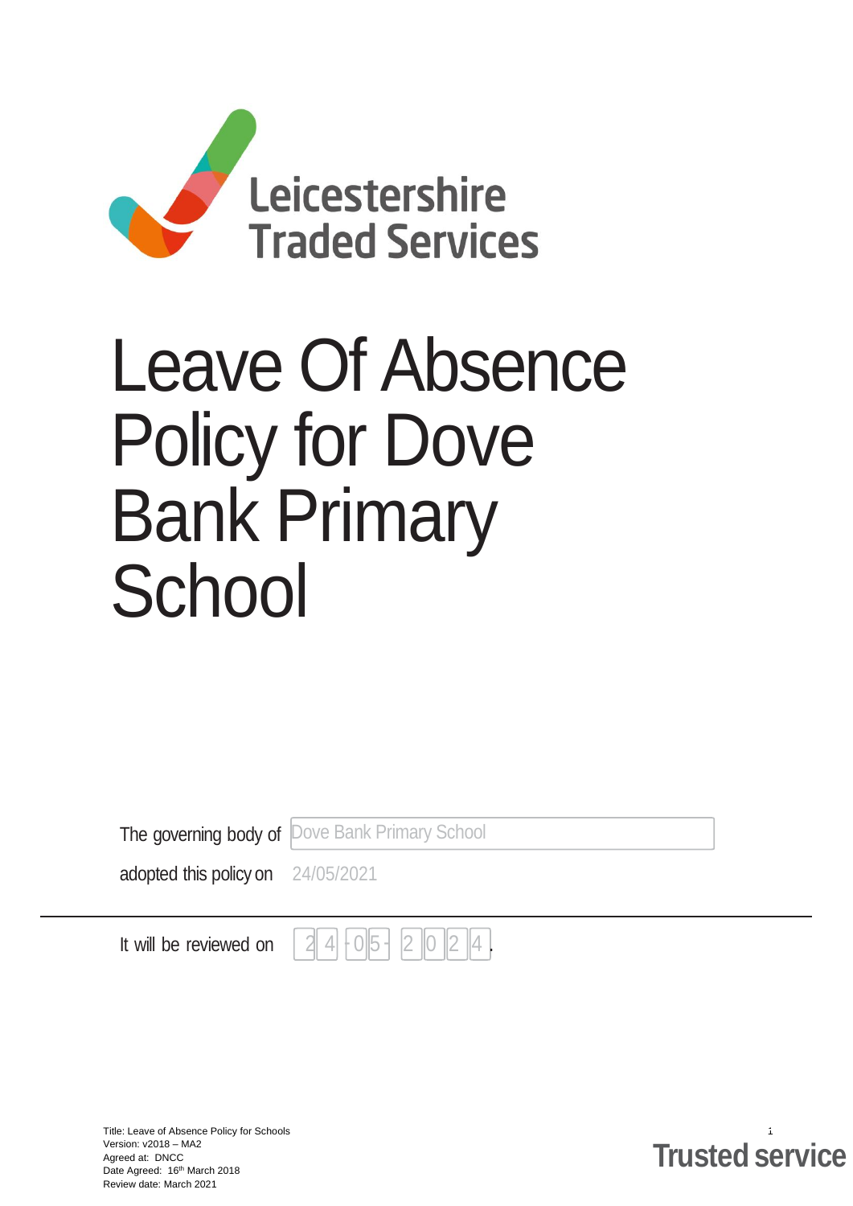Leicestershire Traded Services

# Leave Of Absence Policy for Dove Bank Primary School

The governing body of Dove Bank Primary School

adopted this policy on 24/05/2021

It will be reviewed on 24-05-2024.

Title: Leave of Absence Policy for Schools
Version: v2018 – MA2
Agreed at: DNCC
Date Agreed: 16th March 2018
Review date: March 2021

Trusted service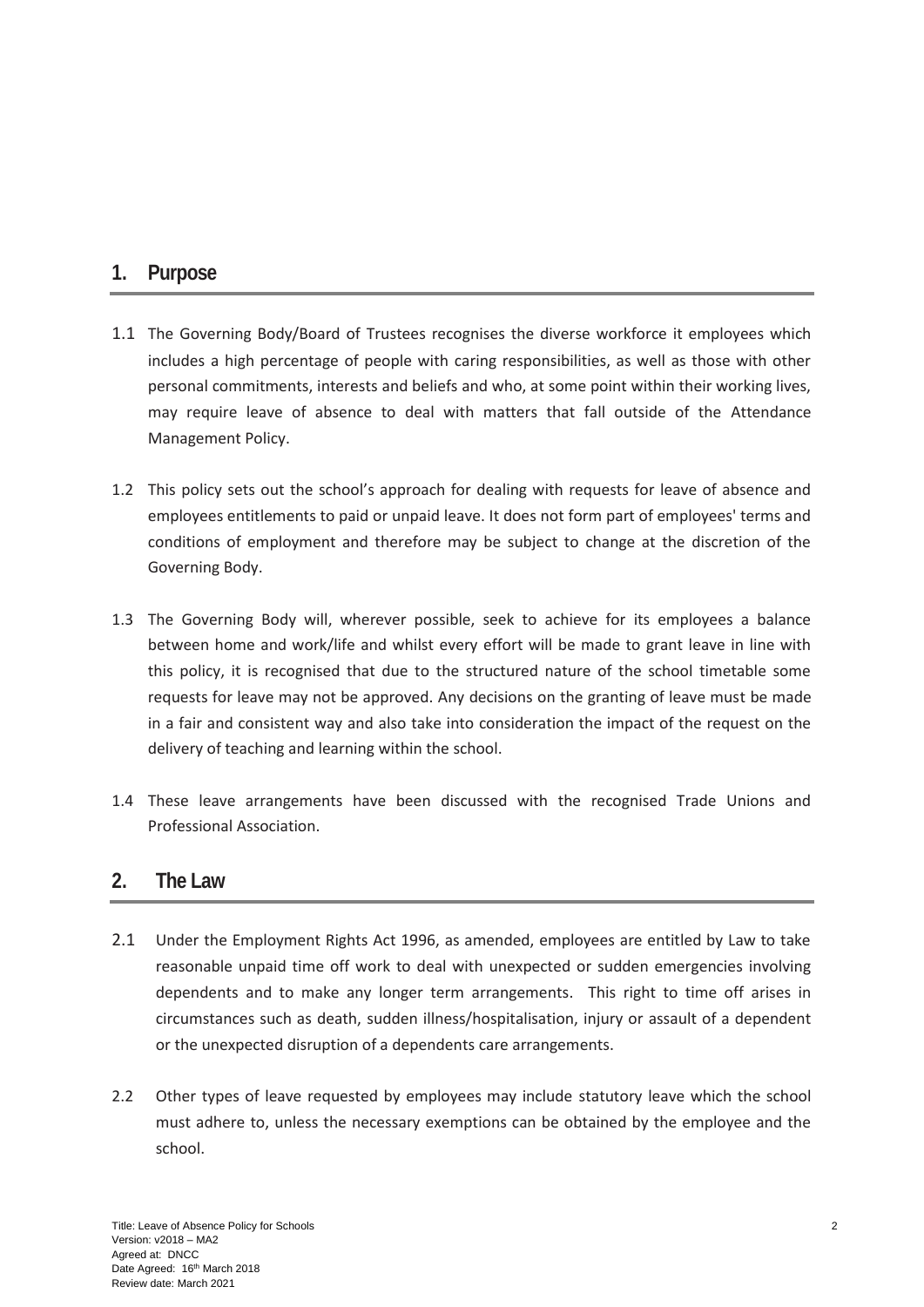## 1. Purpose

1.1 The Governing Body/Board of Trustees recognises the diverse workforce it employees which includes a high percentage of people with caring responsibilities, as well as those with other personal commitments, interests and beliefs and who, at some point within their working lives, may require leave of absence to deal with matters that fall outside of the Attendance Management Policy.

1.2 This policy sets out the school's approach for dealing with requests for leave of absence and employees entitlements to paid or unpaid leave. It does not form part of employees' terms and conditions of employment and therefore may be subject to change at the discretion of the Governing Body.

1.3 The Governing Body will, wherever possible, seek to achieve for its employees a balance between home and work/life and whilst every effort will be made to grant leave in line with this policy, it is recognised that due to the structured nature of the school timetable some requests for leave may not be approved. Any decisions on the granting of leave must be made in a fair and consistent way and also take into consideration the impact of the request on the delivery of teaching and learning within the school.

1.4 These leave arrangements have been discussed with the recognised Trade Unions and Professional Association.

## 2. The Law

2.1 Under the Employment Rights Act 1996, as amended, employees are entitled by Law to take reasonable unpaid time off work to deal with unexpected or sudden emergencies involving dependents and to make any longer term arrangements. This right to time off arises in circumstances such as death, sudden illness/hospitalisation, injury or assault of a dependent or the unexpected disruption of a dependents care arrangements.

2.2 Other types of leave requested by employees may include statutory leave which the school must adhere to, unless the necessary exemptions can be obtained by the employee and the school.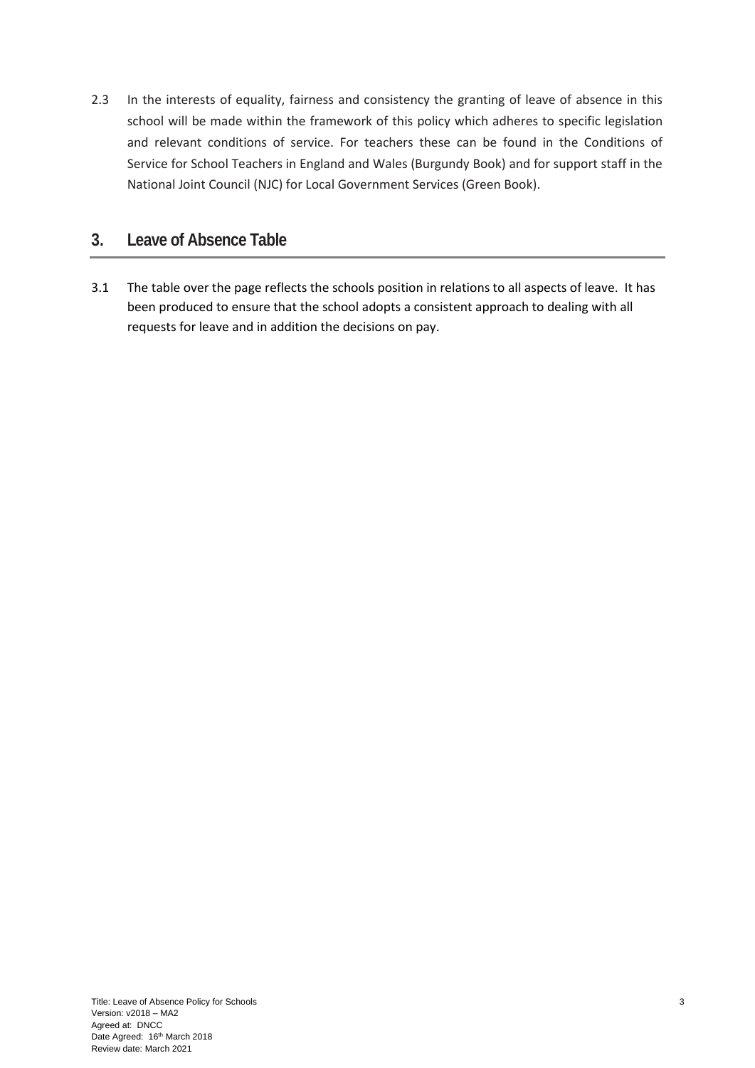2.3 In the interests of equality, fairness and consistency the granting of leave of absence in this school will be made within the framework of this policy which adheres to specific legislation and relevant conditions of service. For teachers these can be found in the Conditions of Service for School Teachers in England and Wales (Burgundy Book) and for support staff in the National Joint Council (NJC) for Local Government Services (Green Book).

## 3. Leave of Absence Table

3.1 The table over the page reflects the schools position in relations to all aspects of leave. It has been produced to ensure that the school adopts a consistent approach to dealing with all requests for leave and in addition the decisions on pay.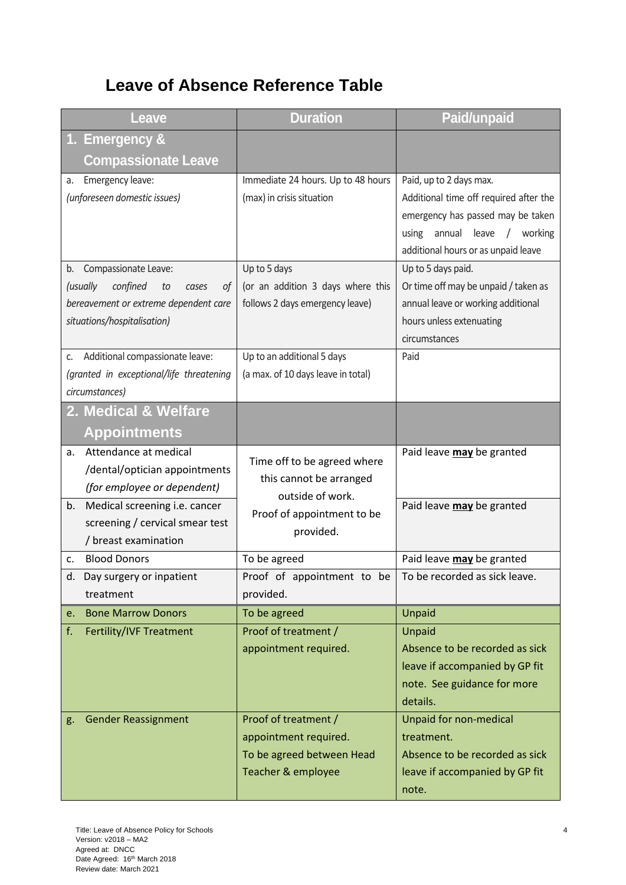## Leave of Absence Reference Table

| Leave | Duration | Paid/unpaid |
|---|---|---|
| **1. Emergency & Compassionate Leave** | | |
| a. Emergency leave: *(unforeseen domestic issues)* | Immediate 24 hours. Up to 48 hours (max) in crisis situation | Paid, up to 2 days max. Additional time off required after the emergency has passed may be taken using annual leave / working additional hours or as unpaid leave |
| b. Compassionate Leave: *(usually confined to cases of bereavement or extreme dependent care situations/hospitalisation)* | Up to 5 days (or an addition 3 days where this follows 2 days emergency leave) | Up to 5 days paid. Or time off may be unpaid / taken as annual leave or working additional hours unless extenuating circumstances |
| c. Additional compassionate leave: *(granted in exceptional/life threatening circumstances)* | Up to an additional 5 days (a max. of 10 days leave in total) | Paid |
| **2. Medical & Welfare Appointments** | | |
| a. Attendance at medical /dental/optician appointments *(for employee or dependent)* | Time off to be agreed where this cannot be arranged outside of work. Proof of appointment to be provided. | Paid leave **may** be granted |
| b. Medical screening i.e. cancer screening / cervical smear test / breast examination | | Paid leave **may** be granted |
| c. Blood Donors | To be agreed | Paid leave **may** be granted |
| d. Day surgery or inpatient treatment | Proof of appointment to be provided. | To be recorded as sick leave. |
| e. Bone Marrow Donors | To be agreed | Unpaid |
| f. Fertility/IVF Treatment | Proof of treatment / appointment required. | Unpaid. Absence to be recorded as sick leave if accompanied by GP fit note. See guidance for more details. |
| g. Gender Reassignment | Proof of treatment / appointment required. To be agreed between Head Teacher & employee | Unpaid for non-medical treatment. Absence to be recorded as sick leave if accompanied by GP fit note. |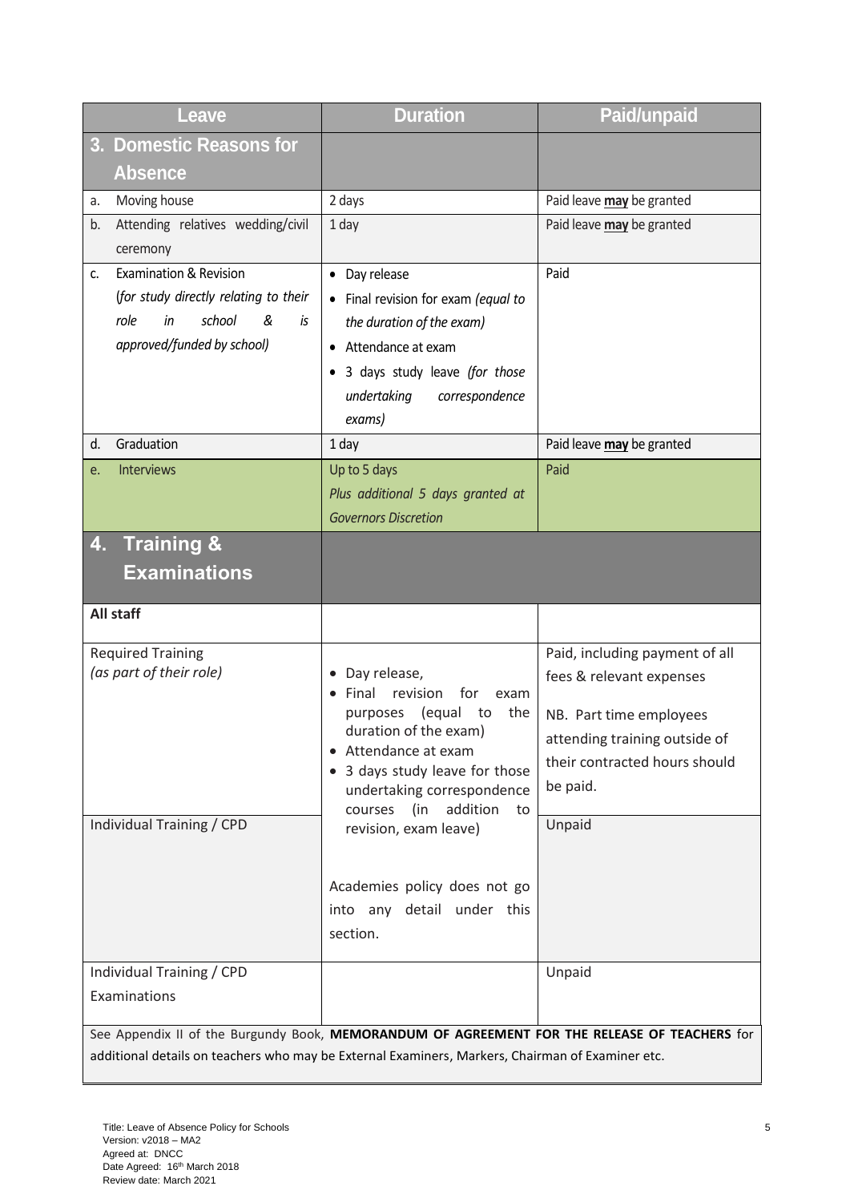| Leave | Duration | Paid/unpaid |
|---|---|---|
| **3. Domestic Reasons for Absence** | | |
| a. Moving house | 2 days | Paid leave **may** be granted |
| b. Attending relatives wedding/civil ceremony | 1 day | Paid leave **may** be granted |
| c. Examination & Revision (*for study directly relating to their role in school & is approved/funded by school)* | • Day release<br>• Final revision for exam *(equal to the duration of the exam)*<br>• Attendance at exam<br>• 3 days study leave *(for those undertaking correspondence exams)* | Paid |
| d. Graduation | 1 day | Paid leave **may** be granted |
| e. Interviews | Up to 5 days<br>*Plus additional 5 days granted at Governors Discretion* | Paid |
| **4. Training & Examinations** | | |
| **All staff** | | |
| Required Training<br>*(as part of their role)* | • Day release,<br>• Final revision for exam purposes (equal to the duration of the exam)<br>• Attendance at exam<br>• 3 days study leave for those undertaking correspondence courses (in addition to revision, exam leave) | Paid, including payment of all fees & relevant expenses<br><br>NB. Part time employees attending training outside of their contracted hours should be paid. |
| Individual Training / CPD | Academies policy does not go into any detail under this section. | Unpaid |
| Individual Training / CPD Examinations | | Unpaid |
| See Appendix II of the Burgundy Book, **MEMORANDUM OF AGREEMENT FOR THE RELEASE OF TEACHERS** for additional details on teachers who may be External Examiners, Markers, Chairman of Examiner etc. | | |

Title: Leave of Absence Policy for Schools
Version: v2018 – MA2
Agreed at: DNCC
Date Agreed: 16th March 2018
Review date: March 2021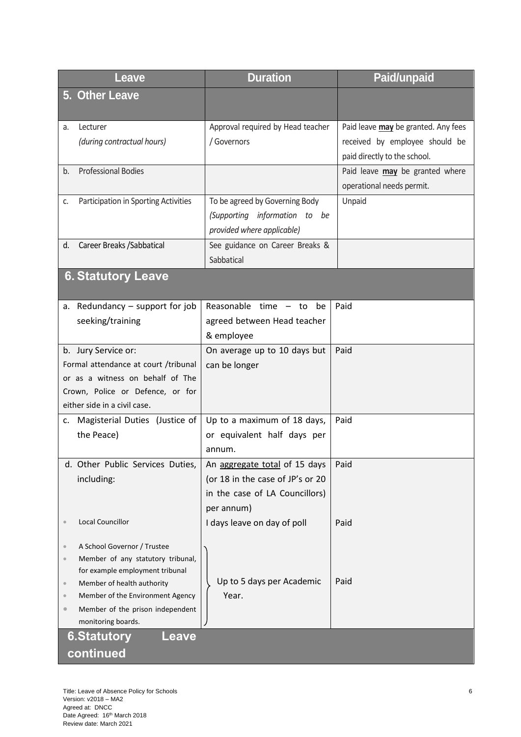| Leave | Duration | Paid/unpaid |
|---|---|---|
| **5. Other Leave** | | |
| a. Lecturer *(during contractual hours)* | Approval required by Head teacher / Governors | Paid leave **may** be granted. Any fees received by employee should be paid directly to the school. |
| b. Professional Bodies | | Paid leave **may** be granted where operational needs permit. |
| c. Participation in Sporting Activities | To be agreed by Governing Body *(Supporting information to be provided where applicable)* | Unpaid |
| d. Career Breaks /Sabbatical | See guidance on Career Breaks & Sabbatical | |
| **6. Statutory Leave** | | |
| a. Redundancy – support for job seeking/training | Reasonable time – to be agreed between Head teacher & employee | Paid |
| b. Jury Service or: Formal attendance at court /tribunal or as a witness on behalf of The Crown, Police or Defence, or for either side in a civil case. | On average up to 10 days but can be longer | Paid |
| c. Magisterial Duties (Justice of the Peace) | Up to a maximum of 18 days, or equivalent half days per annum. | Paid |
| d. Other Public Services Duties, including: | An aggregate total of 15 days (or 18 in the case of JP's or 20 in the case of LA Councillors) per annum) | Paid |
| • Local Councillor | I days leave on day of poll | Paid |
| • A School Governor / Trustee<br>• Member of any statutory tribunal, for example employment tribunal<br>• Member of health authority<br>• Member of the Environment Agency<br>• Member of the prison independent monitoring boards. | Up to 5 days per Academic Year. | Paid |
| **6.Statutory Leave continued** | | |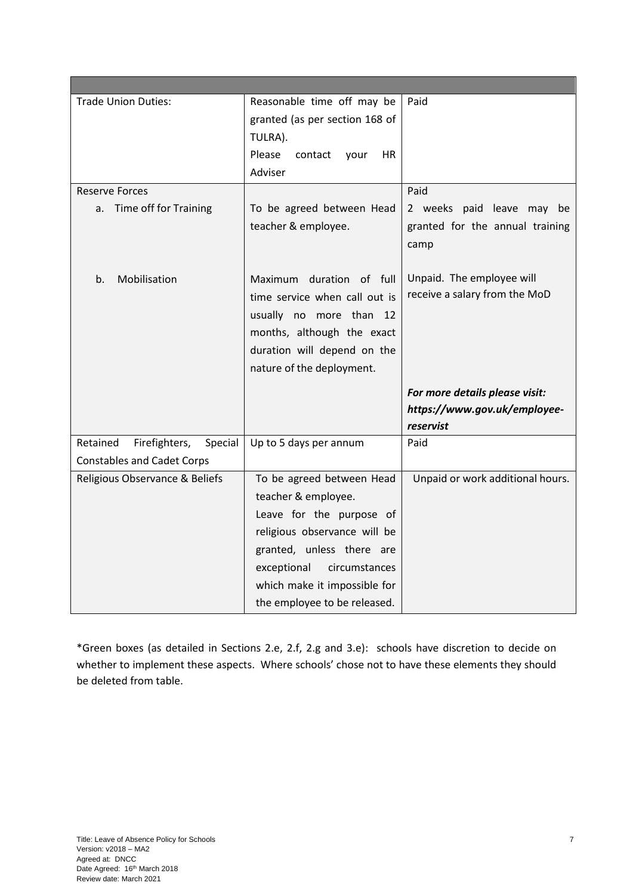| | | |
|---|---|---|
| Trade Union Duties: | Reasonable time off may be granted (as per section 168 of TULRA).<br>Please contact your HR Adviser | Paid |
| Reserve Forces<br>a. Time off for Training | <br>To be agreed between Head teacher & employee. | Paid<br>2 weeks paid leave may be granted for the annual training camp |
| b. Mobilisation | Maximum duration of full time service when call out is usually no more than 12 months, although the exact duration will depend on the nature of the deployment. | Unpaid. The employee will receive a salary from the MoD<br><br>***For more details please visit: https://www.gov.uk/employee-reservist*** |
| Retained Firefighters, Special Constables and Cadet Corps | Up to 5 days per annum | Paid |
| Religious Observance & Beliefs | To be agreed between Head teacher & employee.<br>Leave for the purpose of religious observance will be granted, unless there are exceptional circumstances which make it impossible for the employee to be released. | Unpaid or work additional hours. |

*Green boxes (as detailed in Sections 2.e, 2.f, 2.g and 3.e): schools have discretion to decide on whether to implement these aspects. Where schools' chose not to have these elements they should be deleted from table.